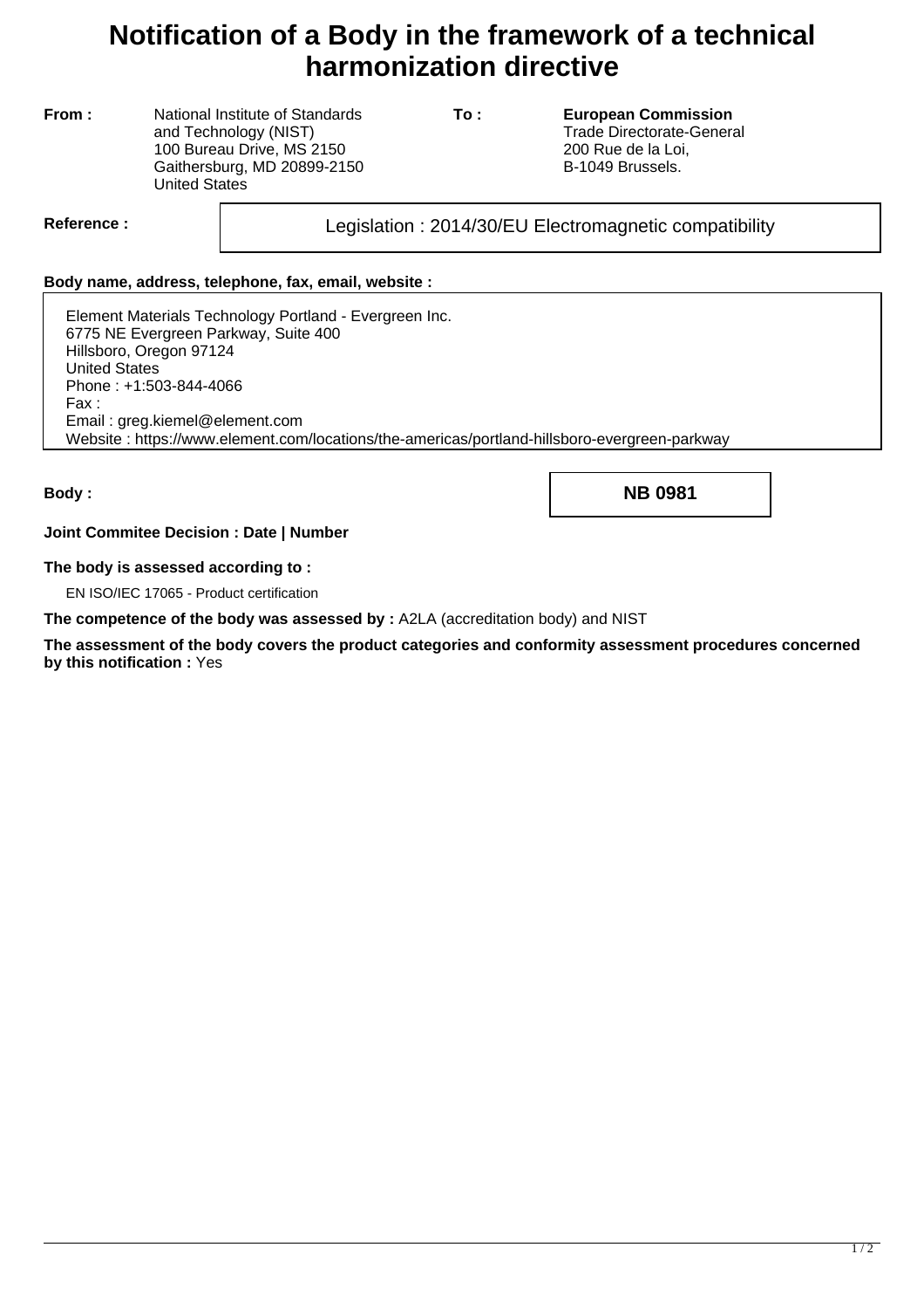# Notification of a Body in the framework of a technical harmonization directive

**From :** National Institute of Standards and Technology (NIST)
100 Bureau Drive, MS 2150
Gaithersburg, MD 20899-2150
United States

**To :** **European Commission**
Trade Directorate-General
200 Rue de la Loi,
B-1049 Brussels.

**Reference :** Legislation : 2014/30/EU Electromagnetic compatibility

**Body name, address, telephone, fax, email, website :**

Element Materials Technology Portland - Evergreen Inc.
6775 NE Evergreen Parkway, Suite 400
Hillsboro, Oregon 97124
United States
Phone : +1:503-844-4066
Fax :
Email : greg.kiemel@element.com
Website : https://www.element.com/locations/the-americas/portland-hillsboro-evergreen-parkway

**Body :** **NB 0981**

**Joint Commitee Decision : Date | Number**

**The body is assessed according to :**

EN ISO/IEC 17065 - Product certification

**The competence of the body was assessed by :** A2LA (accreditation body) and NIST

**The assessment of the body covers the product categories and conformity assessment procedures concerned by this notification :** Yes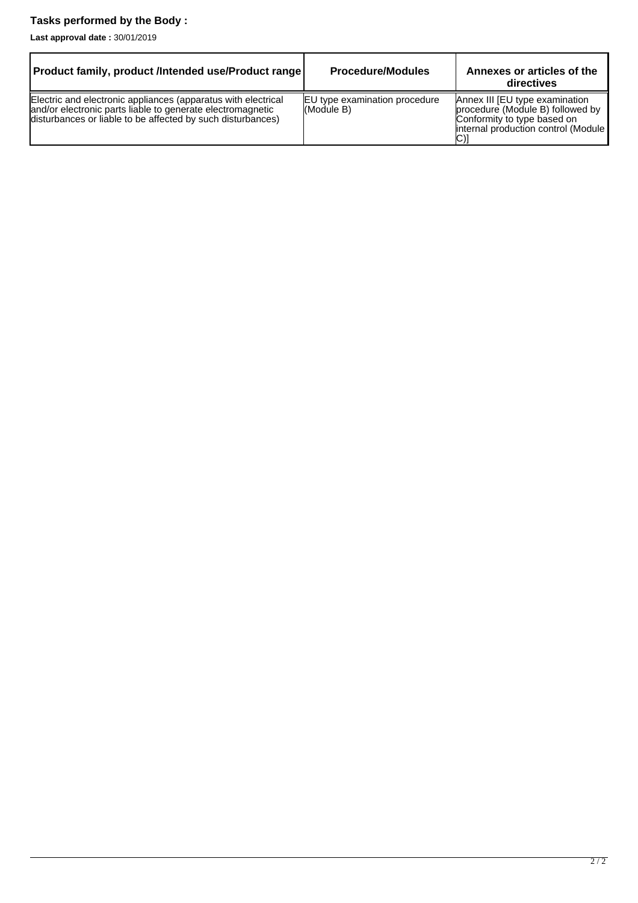**Tasks performed by the Body :**

**Last approval date :** 30/01/2019

| Product family, product /Intended use/Product range | Procedure/Modules | Annexes or articles of the directives |
|---|---|---|
| Electric and electronic appliances (apparatus with electrical and/or electronic parts liable to generate electromagnetic disturbances or liable to be affected by such disturbances) | EU type examination procedure (Module B) | Annex III [EU type examination procedure (Module B) followed by Conformity to type based on internal production control (Module C)] |